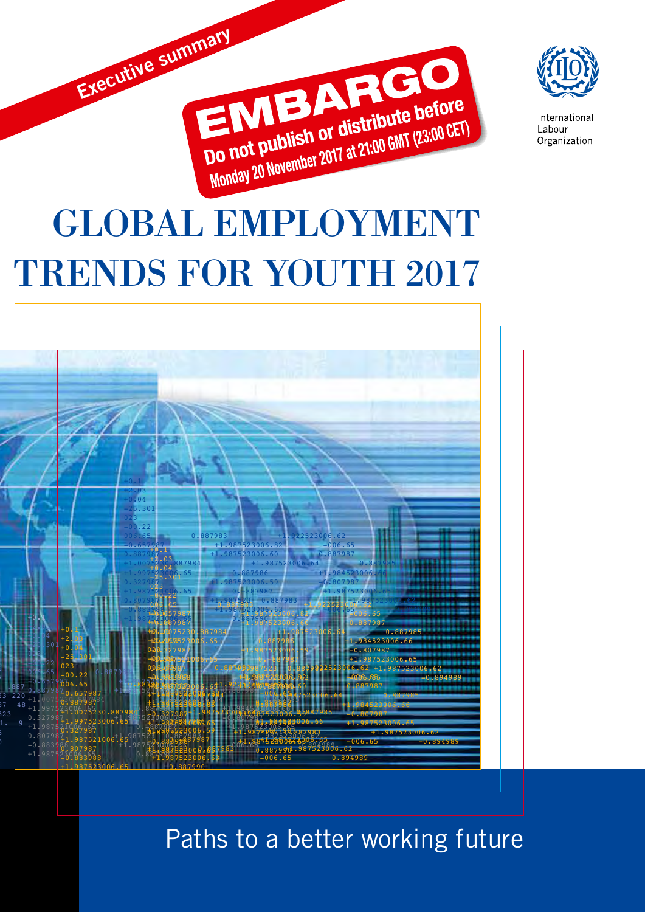Executive summary

**EMBARGO**

**Do not publish or distribute before Monday 20 November 2017 at 21:00 GMT (23:00 CET)**

International Labour Organization

# GLOBAL EMPLOYMENT TRENDS FOR YOUTH 2017

Paths to a better working future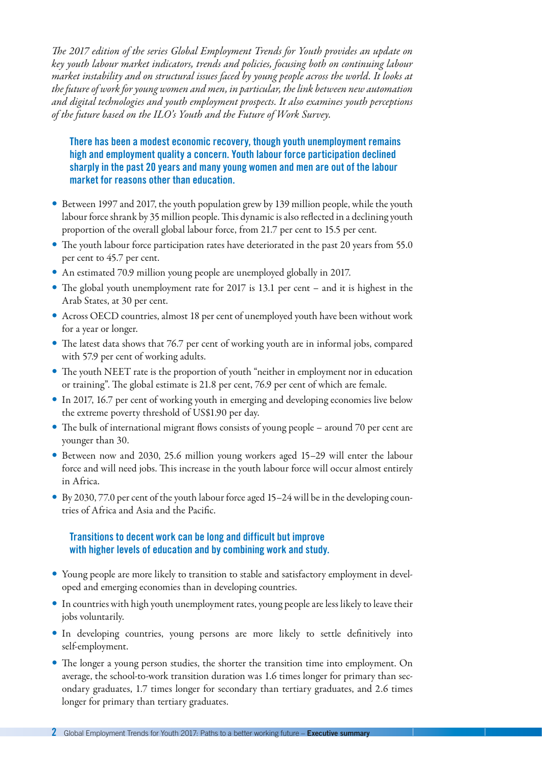*The 2017 edition of the series Global Employment Trends for Youth provides an update on key youth labour market indicators, trends and policies, focusing both on continuing labour market instability and on structural issues faced by young people across the world. It looks at the future of work for young women and men, in particular, the link between new automation and digital technologies and youth employment prospects. It also examines youth perceptions of the future based on the ILO's Youth and the Future of Work Survey.*

### There has been a modest economic recovery, though youth unemployment remains high and employment quality a concern. Youth labour force participation declined sharply in the past 20 years and many young women and men are out of the labour market for reasons other than education.

- Between 1997 and 2017, the youth population grew by 139 million people, while the youth labour force shrank by 35 million people. This dynamic is also reflected in a declining youth proportion of the overall global labour force, from 21.7 per cent to 15.5 per cent.
- The youth labour force participation rates have deteriorated in the past 20 years from 55.0 per cent to 45.7 per cent.
- An estimated 70.9 million young people are unemployed globally in 2017.
- The global youth unemployment rate for 2017 is 13.1 per cent – and it is highest in the Arab States, at 30 per cent.
- Across OECD countries, almost 18 per cent of unemployed youth have been without work for a year or longer.
- The latest data shows that 76.7 per cent of working youth are in informal jobs, compared with 57.9 per cent of working adults.
- The youth NEET rate is the proportion of youth "neither in employment nor in education or training". The global estimate is 21.8 per cent, 76.9 per cent of which are female.
- In 2017, 16.7 per cent of working youth in emerging and developing economies live below the extreme poverty threshold of US$1.90 per day.
- The bulk of international migrant flows consists of young people – around 70 per cent are younger than 30.
- Between now and 2030, 25.6 million young workers aged 15–29 will enter the labour force and will need jobs. This increase in the youth labour force will occur almost entirely in Africa.
- By 2030, 77.0 per cent of the youth labour force aged 15–24 will be in the developing countries of Africa and Asia and the Pacific.

### Transitions to decent work can be long and difficult but improve with higher levels of education and by combining work and study.

- Young people are more likely to transition to stable and satisfactory employment in developed and emerging economies than in developing countries.
- In countries with high youth unemployment rates, young people are less likely to leave their jobs voluntarily.
- In developing countries, young persons are more likely to settle definitively into self-employment.
- The longer a young person studies, the shorter the transition time into employment. On average, the school-to-work transition duration was 1.6 times longer for primary than secondary graduates, 1.7 times longer for secondary than tertiary graduates, and 2.6 times longer for primary than tertiary graduates.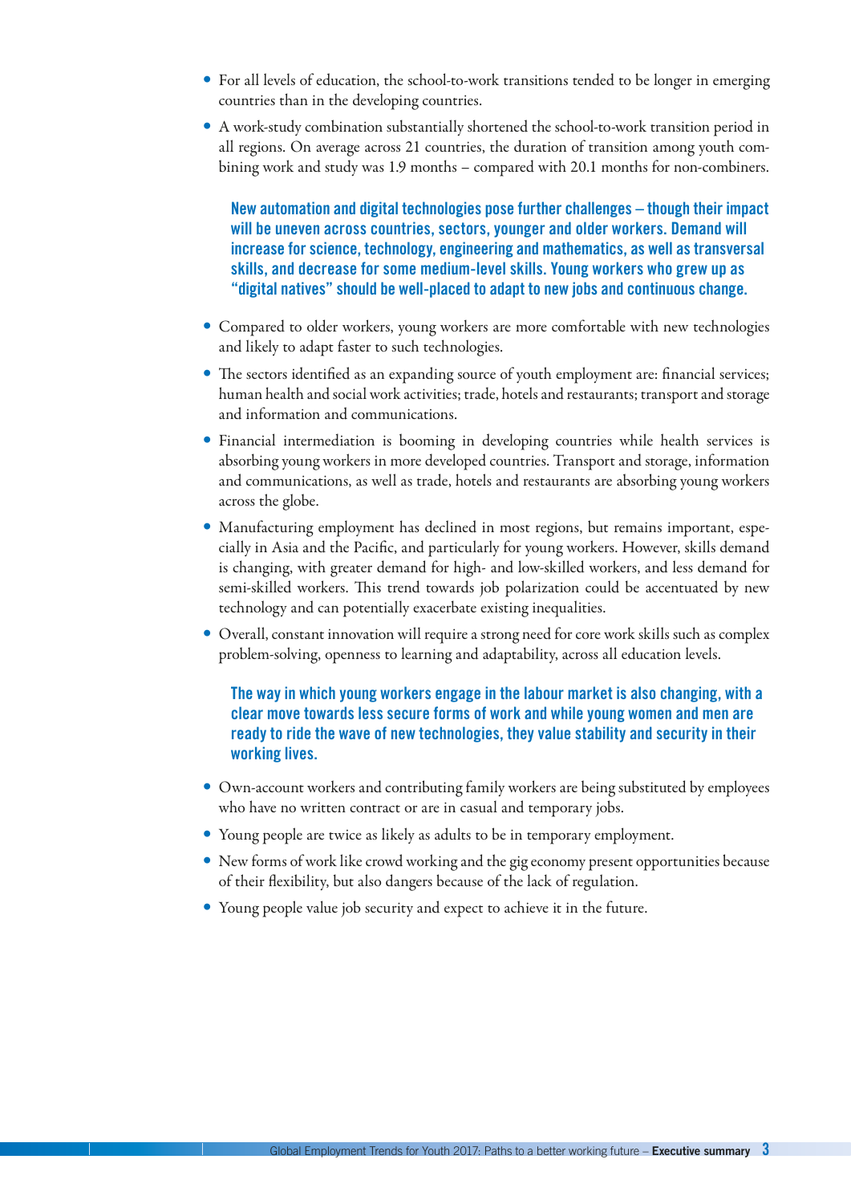- For all levels of education, the school-to-work transitions tended to be longer in emerging countries than in the developing countries.
- A work-study combination substantially shortened the school-to-work transition period in all regions. On average across 21 countries, the duration of transition among youth combining work and study was 1.9 months – compared with 20.1 months for non-combiners.

**New automation and digital technologies pose further challenges – though their impact will be uneven across countries, sectors, younger and older workers. Demand will increase for science, technology, engineering and mathematics, as well as transversal skills, and decrease for some medium-level skills. Young workers who grew up as "digital natives" should be well-placed to adapt to new jobs and continuous change.**

- Compared to older workers, young workers are more comfortable with new technologies and likely to adapt faster to such technologies.
- The sectors identified as an expanding source of youth employment are: financial services; human health and social work activities; trade, hotels and restaurants; transport and storage and information and communications.
- Financial intermediation is booming in developing countries while health services is absorbing young workers in more developed countries. Transport and storage, information and communications, as well as trade, hotels and restaurants are absorbing young workers across the globe.
- Manufacturing employment has declined in most regions, but remains important, especially in Asia and the Pacific, and particularly for young workers. However, skills demand is changing, with greater demand for high- and low-skilled workers, and less demand for semi-skilled workers. This trend towards job polarization could be accentuated by new technology and can potentially exacerbate existing inequalities.
- Overall, constant innovation will require a strong need for core work skills such as complex problem-solving, openness to learning and adaptability, across all education levels.

**The way in which young workers engage in the labour market is also changing, with a clear move towards less secure forms of work and while young women and men are ready to ride the wave of new technologies, they value stability and security in their working lives.**

- Own-account workers and contributing family workers are being substituted by employees who have no written contract or are in casual and temporary jobs.
- Young people are twice as likely as adults to be in temporary employment.
- New forms of work like crowd working and the gig economy present opportunities because of their flexibility, but also dangers because of the lack of regulation.
- Young people value job security and expect to achieve it in the future.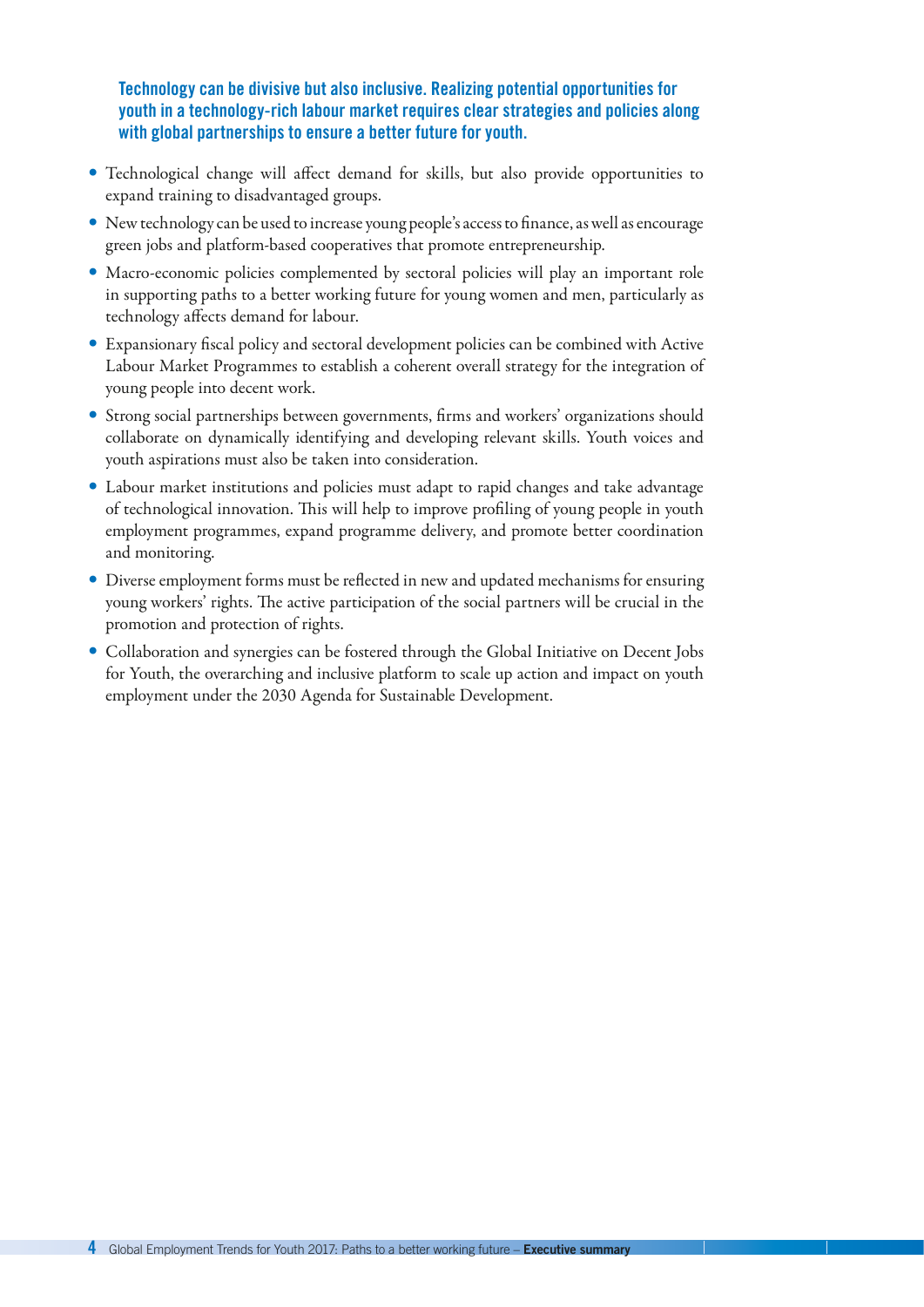**Technology can be divisive but also inclusive. Realizing potential opportunities for youth in a technology-rich labour market requires clear strategies and policies along with global partnerships to ensure a better future for youth.**

- Technological change will affect demand for skills, but also provide opportunities to expand training to disadvantaged groups.
- New technology can be used to increase young people's access to finance, as well as encourage green jobs and platform-based cooperatives that promote entrepreneurship.
- Macro-economic policies complemented by sectoral policies will play an important role in supporting paths to a better working future for young women and men, particularly as technology affects demand for labour.
- Expansionary fiscal policy and sectoral development policies can be combined with Active Labour Market Programmes to establish a coherent overall strategy for the integration of young people into decent work.
- Strong social partnerships between governments, firms and workers' organizations should collaborate on dynamically identifying and developing relevant skills. Youth voices and youth aspirations must also be taken into consideration.
- Labour market institutions and policies must adapt to rapid changes and take advantage of technological innovation. This will help to improve profiling of young people in youth employment programmes, expand programme delivery, and promote better coordination and monitoring.
- Diverse employment forms must be reflected in new and updated mechanisms for ensuring young workers' rights. The active participation of the social partners will be crucial in the promotion and protection of rights.
- Collaboration and synergies can be fostered through the Global Initiative on Decent Jobs for Youth, the overarching and inclusive platform to scale up action and impact on youth employment under the 2030 Agenda for Sustainable Development.